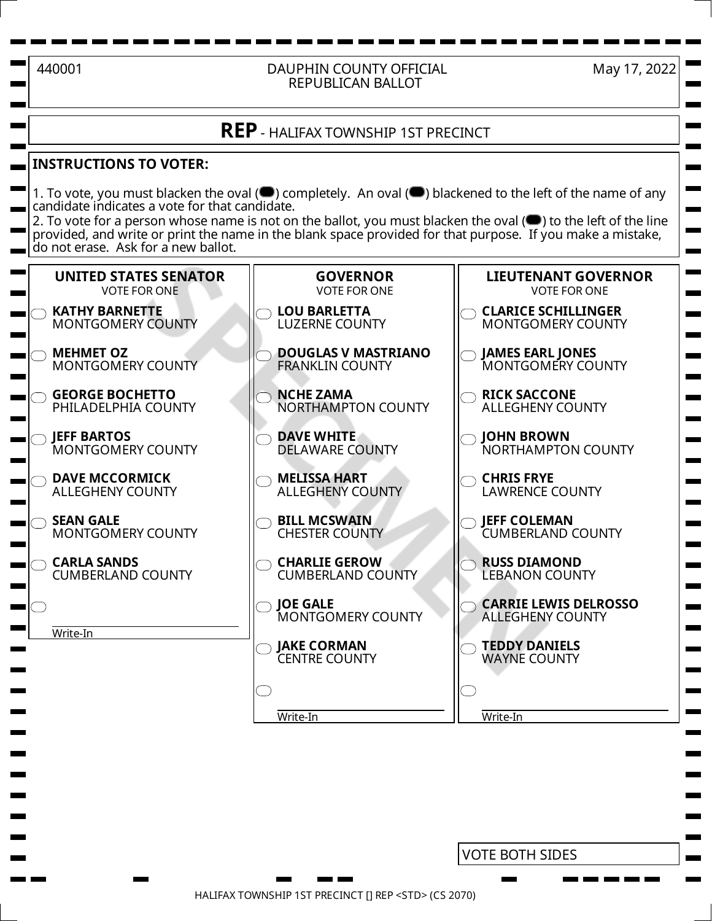440001 | DAUPHIN COUNTY OFFICIAL REPUBLICAN BALLOT | May 17, 2022

# REP - HALIFAX TOWNSHIP 1ST PRECINCT

## INSTRUCTIONS TO VOTER:

1. To vote, you must blacken the oval (⬬) completely. An oval (⬬) blackened to the left of the name of any candidate indicates a vote for that candidate.
2. To vote for a person whose name is not on the ballot, you must blacken the oval (⬬) to the left of the line provided, and write or print the name in the blank space provided for that purpose. If you make a mistake, do not erase. Ask for a new ballot.

## UNITED STATES SENATOR
VOTE FOR ONE

- **KATHY BARNETTE** MONTGOMERY COUNTY
- **MEHMET OZ** MONTGOMERY COUNTY
- **GEORGE BOCHETTO** PHILADELPHIA COUNTY
- **JEFF BARTOS** MONTGOMERY COUNTY
- **DAVE MCCORMICK** ALLEGHENY COUNTY
- **SEAN GALE** MONTGOMERY COUNTY
- **CARLA SANDS** CUMBERLAND COUNTY
- Write-In

## GOVERNOR
VOTE FOR ONE

- **LOU BARLETTA** LUZERNE COUNTY
- **DOUGLAS V MASTRIANO** FRANKLIN COUNTY
- **NCHE ZAMA** NORTHAMPTON COUNTY
- **DAVE WHITE** DELAWARE COUNTY
- **MELISSA HART** ALLEGHENY COUNTY
- **BILL MCSWAIN** CHESTER COUNTY
- **CHARLIE GEROW** CUMBERLAND COUNTY
- **JOE GALE** MONTGOMERY COUNTY
- **JAKE CORMAN** CENTRE COUNTY
- Write-In

## LIEUTENANT GOVERNOR
VOTE FOR ONE

- **CLARICE SCHILLINGER** MONTGOMERY COUNTY
- **JAMES EARL JONES** MONTGOMERY COUNTY
- **RICK SACCONE** ALLEGHENY COUNTY
- **JOHN BROWN** NORTHAMPTON COUNTY
- **CHRIS FRYE** LAWRENCE COUNTY
- **JEFF COLEMAN** CUMBERLAND COUNTY
- **RUSS DIAMOND** LEBANON COUNTY
- **CARRIE LEWIS DELROSSO** ALLEGHENY COUNTY
- **TEDDY DANIELS** WAYNE COUNTY
- Write-In

VOTE BOTH SIDES

HALIFAX TOWNSHIP 1ST PRECINCT [] REP <STD> (CS 2070)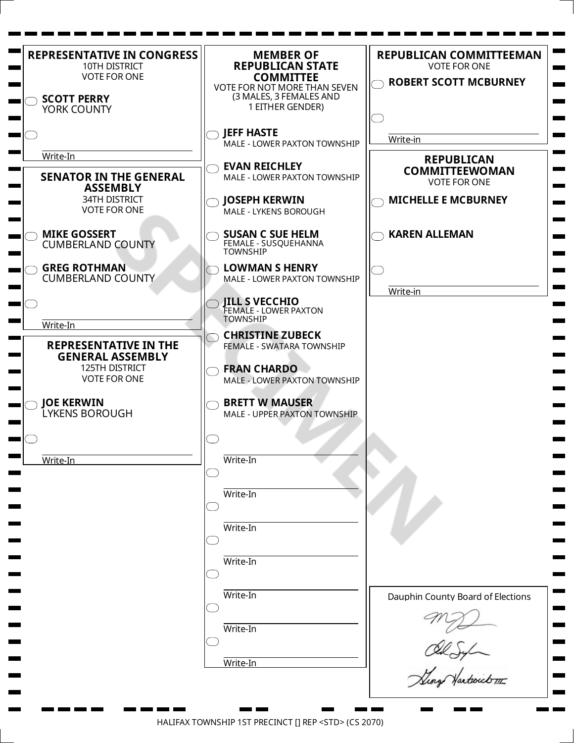## REPRESENTATIVE IN CONGRESS

10TH DISTRICT
VOTE FOR ONE

- **SCOTT PERRY**
  YORK COUNTY
- Write-In

## SENATOR IN THE GENERAL ASSEMBLY

34TH DISTRICT
VOTE FOR ONE

- **MIKE GOSSERT**
  CUMBERLAND COUNTY
- **GREG ROTHMAN**
  CUMBERLAND COUNTY
- Write-In

## REPRESENTATIVE IN THE GENERAL ASSEMBLY

125TH DISTRICT
VOTE FOR ONE

- **JOE KERWIN**
  LYKENS BOROUGH
- Write-In

## MEMBER OF REPUBLICAN STATE COMMITTEE

VOTE FOR NOT MORE THAN SEVEN
(3 MALES, 3 FEMALES AND
1 EITHER GENDER)

- **JEFF HASTE**
  MALE - LOWER PAXTON TOWNSHIP
- **EVAN REICHLEY**
  MALE - LOWER PAXTON TOWNSHIP
- **JOSEPH KERWIN**
  MALE - LYKENS BOROUGH
- **SUSAN C SUE HELM**
  FEMALE - SUSQUEHANNA TOWNSHIP
- **LOWMAN S HENRY**
  MALE - LOWER PAXTON TOWNSHIP
- **JILL S VECCHIO**
  FEMALE - LOWER PAXTON TOWNSHIP
- **CHRISTINE ZUBECK**
  FEMALE - SWATARA TOWNSHIP
- **FRAN CHARDO**
  MALE - LOWER PAXTON TOWNSHIP
- **BRETT W MAUSER**
  MALE - UPPER PAXTON TOWNSHIP
- Write-In
- Write-In
- Write-In
- Write-In
- Write-In
- Write-In
- Write-In

## REPUBLICAN COMMITTEEMAN

VOTE FOR ONE

- **ROBERT SCOTT MCBURNEY**
- Write-in

## REPUBLICAN COMMITTEEWOMAN

VOTE FOR ONE

- **MICHELLE E MCBURNEY**
- **KAREN ALLEMAN**
- Write-in

Dauphin County Board of Elections

SPECIMEN

HALIFAX TOWNSHIP 1ST PRECINCT [] REP <STD> (CS 2070)